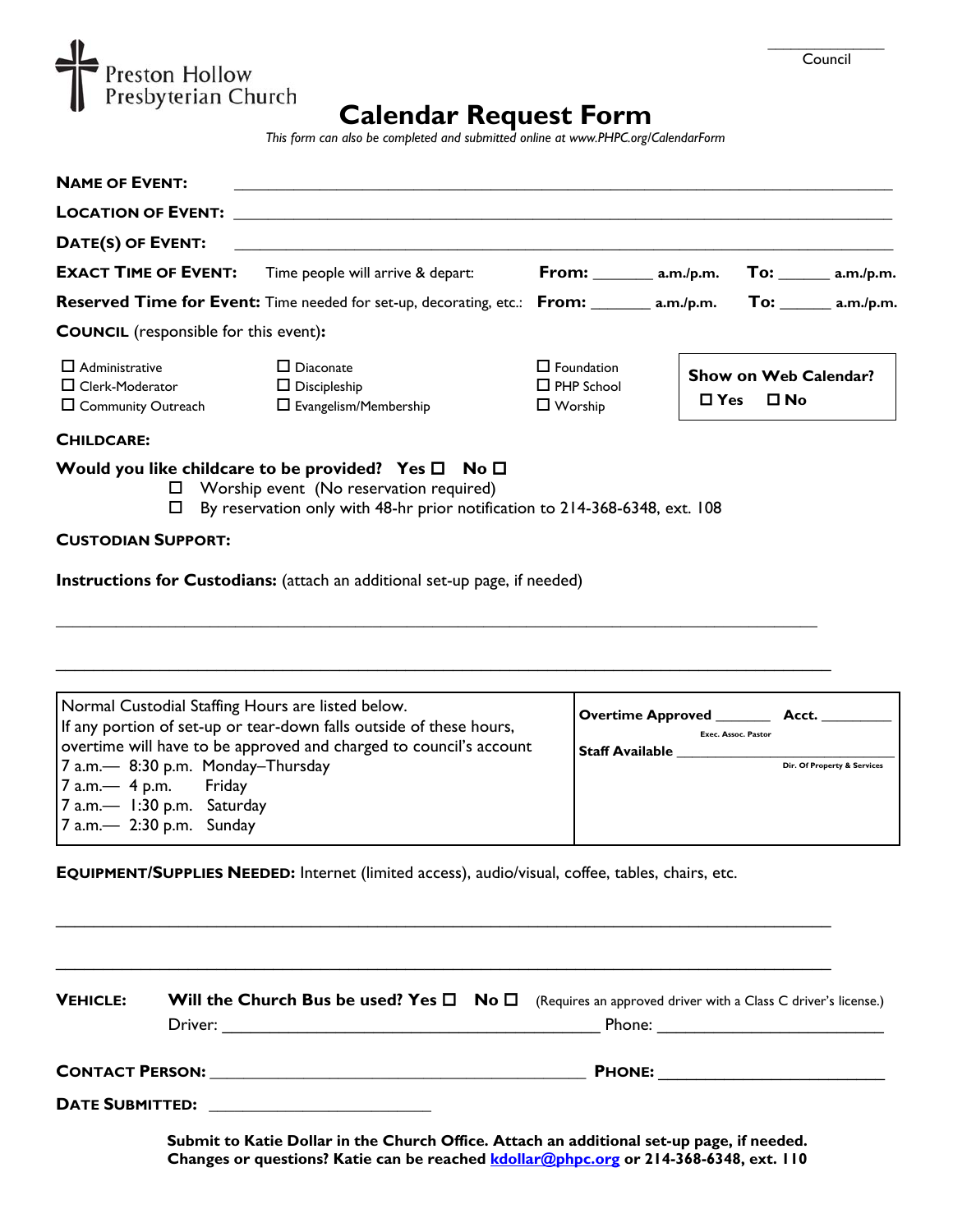Council: ______________

Preston Hollow Presbyterian Church

# Calendar Request Form

*This form can also be completed and submitted online at www.PHPC.org/CalendarForm*

**NAME OF EVENT:** ______________________________________________

**LOCATION OF EVENT:** ______________________________________________

**DATE(S) OF EVENT:** ______________________________________________

**EXACT TIME OF EVENT:** Time people will arrive & depart: **From:** _______ **a.m./p.m.** **To:** ______ **a.m./p.m.**

**Reserved Time for Event:** Time needed for set-up, decorating, etc.: **From:** _______ **a.m./p.m.** **To:** ______ **a.m./p.m.**

**COUNCIL** (responsible for this event)**:**

- ☐ Administrative
- ☐ Clerk-Moderator
- ☐ Community Outreach
- ☐ Diaconate
- ☐ Discipleship
- ☐ Evangelism/Membership
- ☐ Foundation
- ☐ PHP School
- ☐ Worship

**Show on Web Calendar?** ☐ **Yes** ☐ **No**

**CHILDCARE:**

**Would you like childcare to be provided? Yes ☐ No ☐**

- ☐ Worship event (No reservation required)
- ☐ By reservation only with 48-hr prior notification to 214-368-6348, ext. 108

**CUSTODIAN SUPPORT:**

**Instructions for Custodians:** (attach an additional set-up page, if needed)

______________________________________________

______________________________________________

| Normal Custodial Staffing Hours are listed below. If any portion of set-up or tear-down falls outside of these hours, overtime will have to be approved and charged to council's account<br>7 a.m.— 8:30 p.m. Monday–Thursday<br>7 a.m.— 4 p.m. Friday<br>7 a.m.— 1:30 p.m. Saturday<br>7 a.m.— 2:30 p.m. Sunday | **Overtime Approved** _______ (Exec. Assoc. Pastor) **Acct.** _________<br>**Staff Available** ____________________ (Dir. Of Property & Services) |
|---|---|

**EQUIPMENT/SUPPLIES NEEDED:** Internet (limited access), audio/visual, coffee, tables, chairs, etc.

______________________________________________

______________________________________________

**VEHICLE:** **Will the Church Bus be used? Yes ☐ No ☐** (Requires an approved driver with a Class C driver's license.)

Driver: ______________________________ Phone: ______________________

**CONTACT PERSON:** ______________________________ **PHONE:** ______________________

**DATE SUBMITTED:** ______________________

**Submit to Katie Dollar in the Church Office. Attach an additional set-up page, if needed.**
**Changes or questions? Katie can be reached kdollar@phpc.org or 214-368-6348, ext. 110**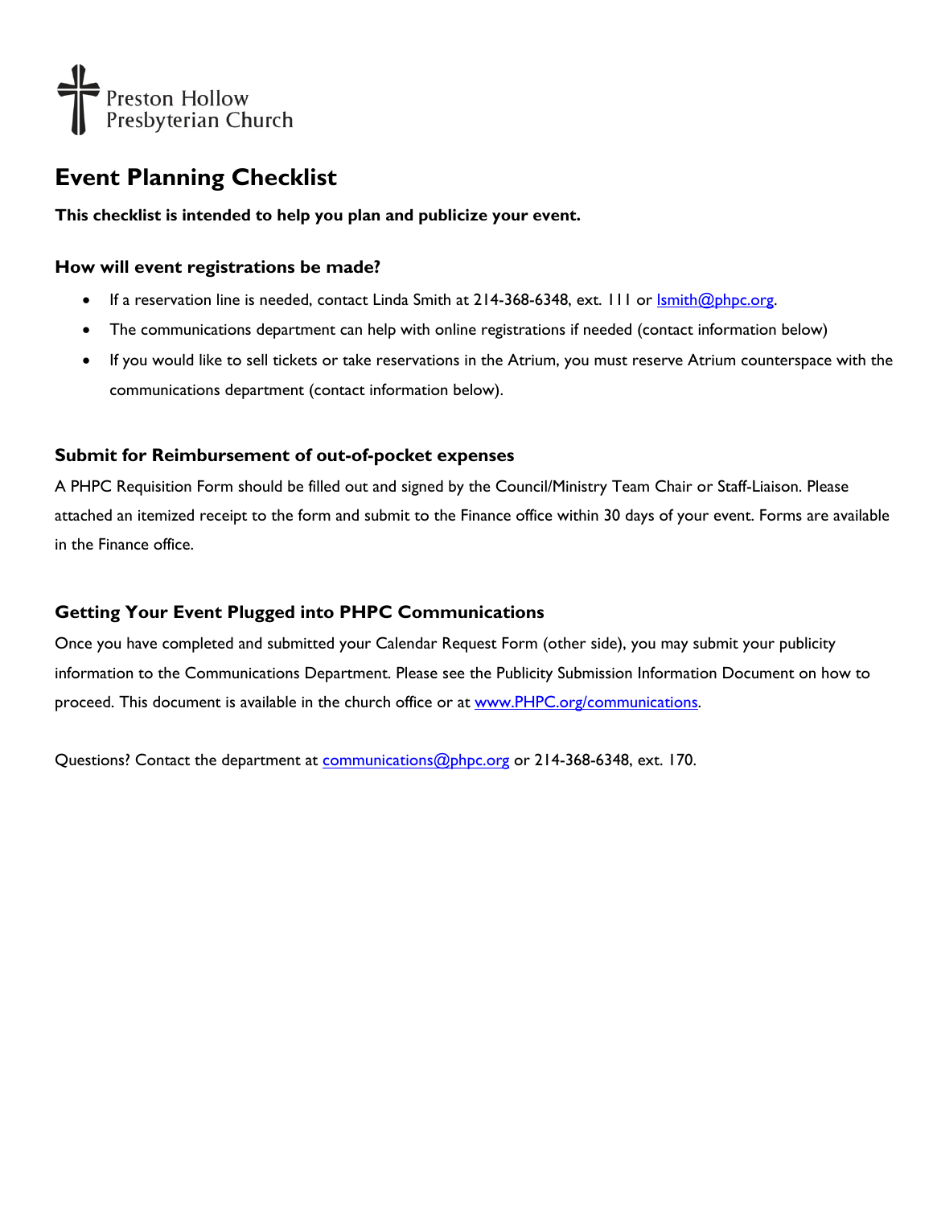Preston Hollow
Presbyterian Church

# Event Planning Checklist

**This checklist is intended to help you plan and publicize your event.**

### How will event registrations be made?

- If a reservation line is needed, contact Linda Smith at 214-368-6348, ext. 111 or lsmith@phpc.org.
- The communications department can help with online registrations if needed (contact information below)
- If you would like to sell tickets or take reservations in the Atrium, you must reserve Atrium counterspace with the communications department (contact information below).

### Submit for Reimbursement of out-of-pocket expenses

A PHPC Requisition Form should be filled out and signed by the Council/Ministry Team Chair or Staff-Liaison. Please attached an itemized receipt to the form and submit to the Finance office within 30 days of your event. Forms are available in the Finance office.

### Getting Your Event Plugged into PHPC Communications

Once you have completed and submitted your Calendar Request Form (other side), you may submit your publicity information to the Communications Department. Please see the Publicity Submission Information Document on how to proceed. This document is available in the church office or at www.PHPC.org/communications.

Questions? Contact the department at communications@phpc.org or 214-368-6348, ext. 170.